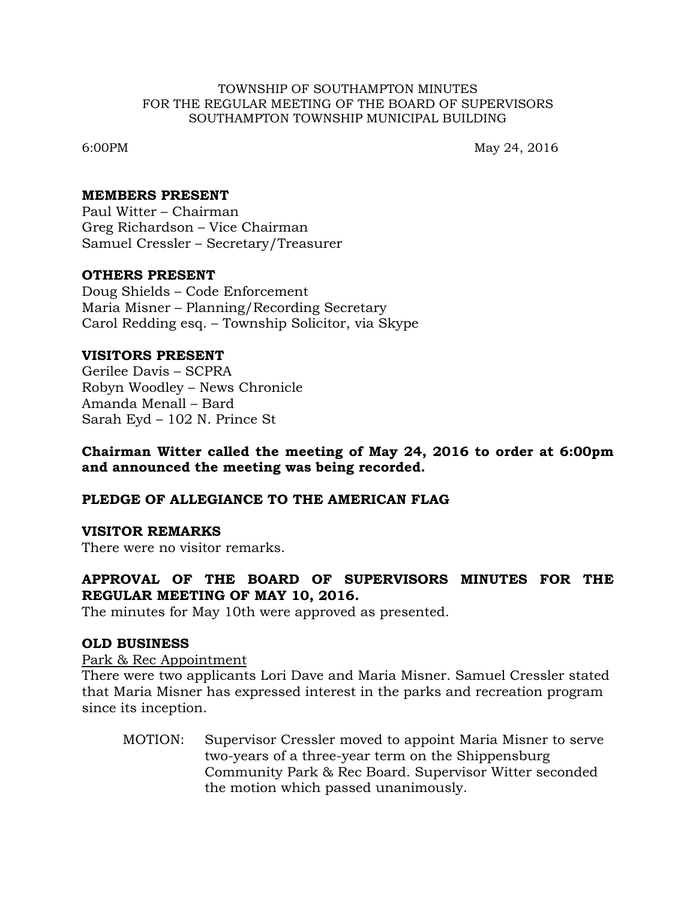TOWNSHIP OF SOUTHAMPTON MINUTES
FOR THE REGULAR MEETING OF THE BOARD OF SUPERVISORS
SOUTHAMPTON TOWNSHIP MUNICIPAL BUILDING

6:00PM May 24, 2016

**MEMBERS PRESENT**
Paul Witter – Chairman
Greg Richardson – Vice Chairman
Samuel Cressler – Secretary/Treasurer

**OTHERS PRESENT**
Doug Shields – Code Enforcement
Maria Misner – Planning/Recording Secretary
Carol Redding esq. – Township Solicitor, via Skype

**VISITORS PRESENT**
Gerilee Davis – SCPRA
Robyn Woodley – News Chronicle
Amanda Menall – Bard
Sarah Eyd – 102 N. Prince St

**Chairman Witter called the meeting of May 24, 2016 to order at 6:00pm and announced the meeting was being recorded.**

**PLEDGE OF ALLEGIANCE TO THE AMERICAN FLAG**

**VISITOR REMARKS**
There were no visitor remarks.

**APPROVAL OF THE BOARD OF SUPERVISORS MINUTES FOR THE REGULAR MEETING OF MAY 10, 2016.**
The minutes for May 10th were approved as presented.

**OLD BUSINESS**
<u>Park & Rec Appointment</u>
There were two applicants Lori Dave and Maria Misner. Samuel Cressler stated that Maria Misner has expressed interest in the parks and recreation program since its inception.

> MOTION: Supervisor Cressler moved to appoint Maria Misner to serve two-years of a three-year term on the Shippensburg Community Park & Rec Board. Supervisor Witter seconded the motion which passed unanimously.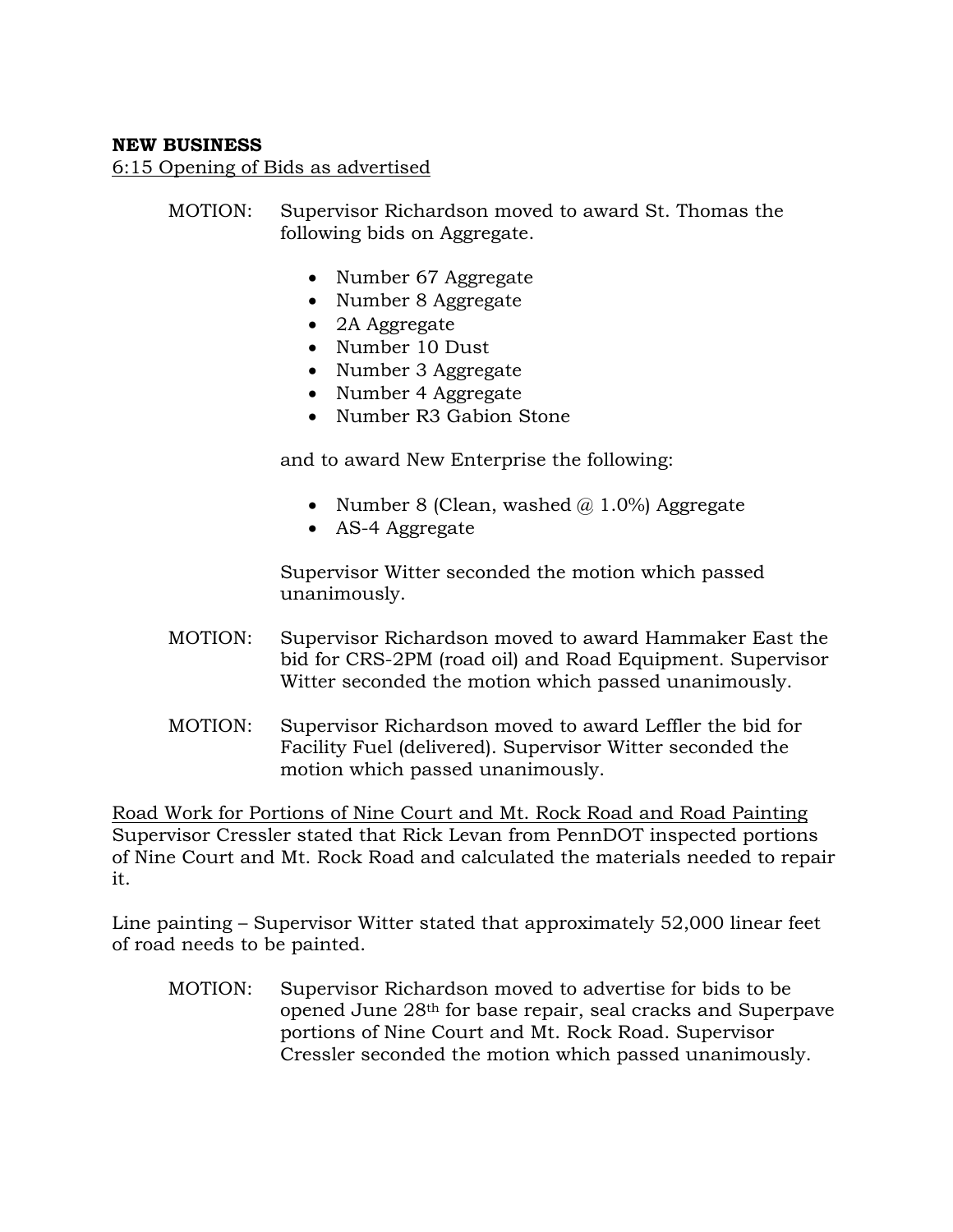**NEW BUSINESS**

6:15 Opening of Bids as advertised

MOTION: Supervisor Richardson moved to award St. Thomas the following bids on Aggregate.

- Number 67 Aggregate
- Number 8 Aggregate
- 2A Aggregate
- Number 10 Dust
- Number 3 Aggregate
- Number 4 Aggregate
- Number R3 Gabion Stone

and to award New Enterprise the following:

- Number 8 (Clean, washed @ 1.0%) Aggregate
- AS-4 Aggregate

Supervisor Witter seconded the motion which passed unanimously.

MOTION: Supervisor Richardson moved to award Hammaker East the bid for CRS-2PM (road oil) and Road Equipment. Supervisor Witter seconded the motion which passed unanimously.

MOTION: Supervisor Richardson moved to award Leffler the bid for Facility Fuel (delivered). Supervisor Witter seconded the motion which passed unanimously.

Road Work for Portions of Nine Court and Mt. Rock Road and Road Painting

Supervisor Cressler stated that Rick Levan from PennDOT inspected portions of Nine Court and Mt. Rock Road and calculated the materials needed to repair it.

Line painting – Supervisor Witter stated that approximately 52,000 linear feet of road needs to be painted.

MOTION: Supervisor Richardson moved to advertise for bids to be opened June 28th for base repair, seal cracks and Superpave portions of Nine Court and Mt. Rock Road. Supervisor Cressler seconded the motion which passed unanimously.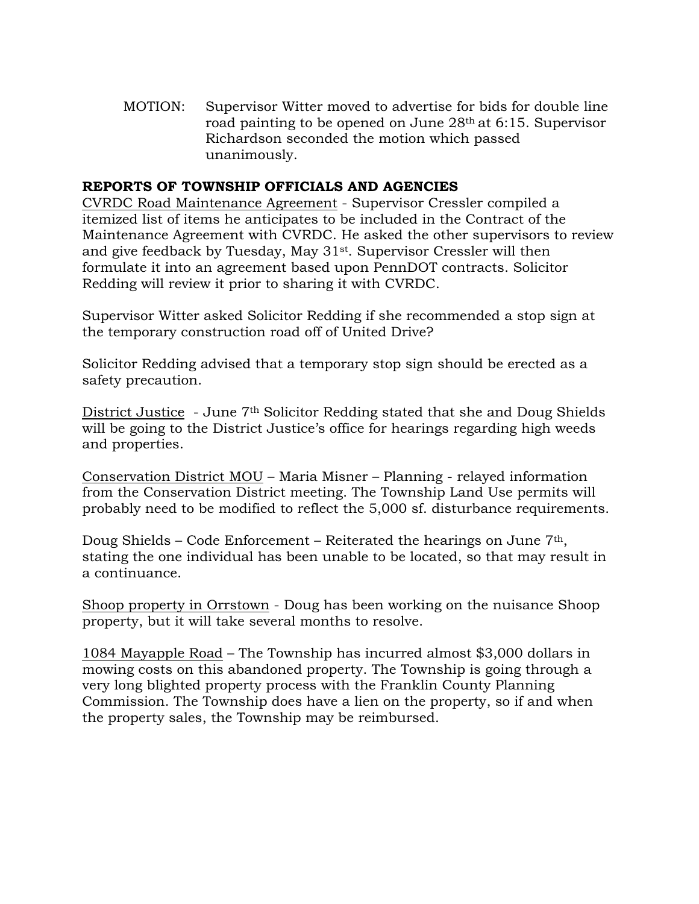MOTION: Supervisor Witter moved to advertise for bids for double line road painting to be opened on June 28th at 6:15. Supervisor Richardson seconded the motion which passed unanimously.

**REPORTS OF TOWNSHIP OFFICIALS AND AGENCIES**

<u>CVRDC Road Maintenance Agreement</u> - Supervisor Cressler compiled a itemized list of items he anticipates to be included in the Contract of the Maintenance Agreement with CVRDC. He asked the other supervisors to review and give feedback by Tuesday, May 31st. Supervisor Cressler will then formulate it into an agreement based upon PennDOT contracts. Solicitor Redding will review it prior to sharing it with CVRDC.

Supervisor Witter asked Solicitor Redding if she recommended a stop sign at the temporary construction road off of United Drive?

Solicitor Redding advised that a temporary stop sign should be erected as a safety precaution.

<u>District Justice</u> - June 7th Solicitor Redding stated that she and Doug Shields will be going to the District Justice's office for hearings regarding high weeds and properties.

<u>Conservation District MOU</u> – Maria Misner – Planning - relayed information from the Conservation District meeting. The Township Land Use permits will probably need to be modified to reflect the 5,000 sf. disturbance requirements.

Doug Shields – Code Enforcement – Reiterated the hearings on June 7th, stating the one individual has been unable to be located, so that may result in a continuance.

<u>Shoop property in Orrstown</u> - Doug has been working on the nuisance Shoop property, but it will take several months to resolve.

<u>1084 Mayapple Road</u> – The Township has incurred almost $3,000 dollars in mowing costs on this abandoned property. The Township is going through a very long blighted property process with the Franklin County Planning Commission. The Township does have a lien on the property, so if and when the property sales, the Township may be reimbursed.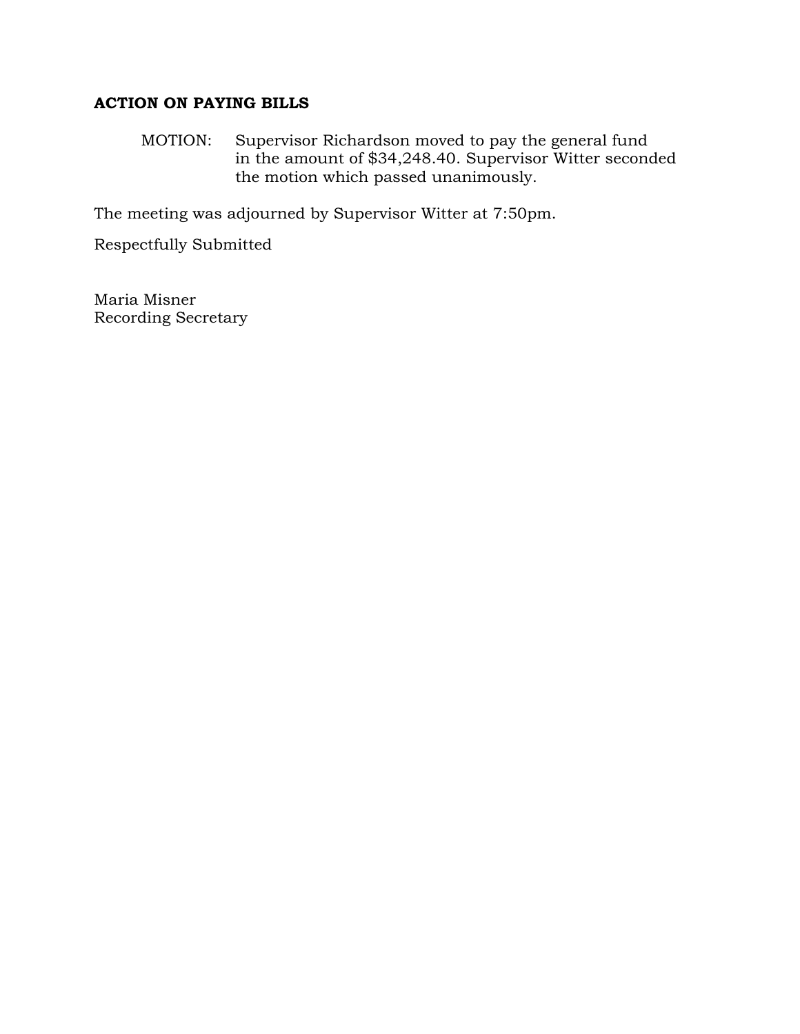**ACTION ON PAYING BILLS**

MOTION: Supervisor Richardson moved to pay the general fund in the amount of $34,248.40. Supervisor Witter seconded the motion which passed unanimously.

The meeting was adjourned by Supervisor Witter at 7:50pm.

Respectfully Submitted

Maria Misner
Recording Secretary